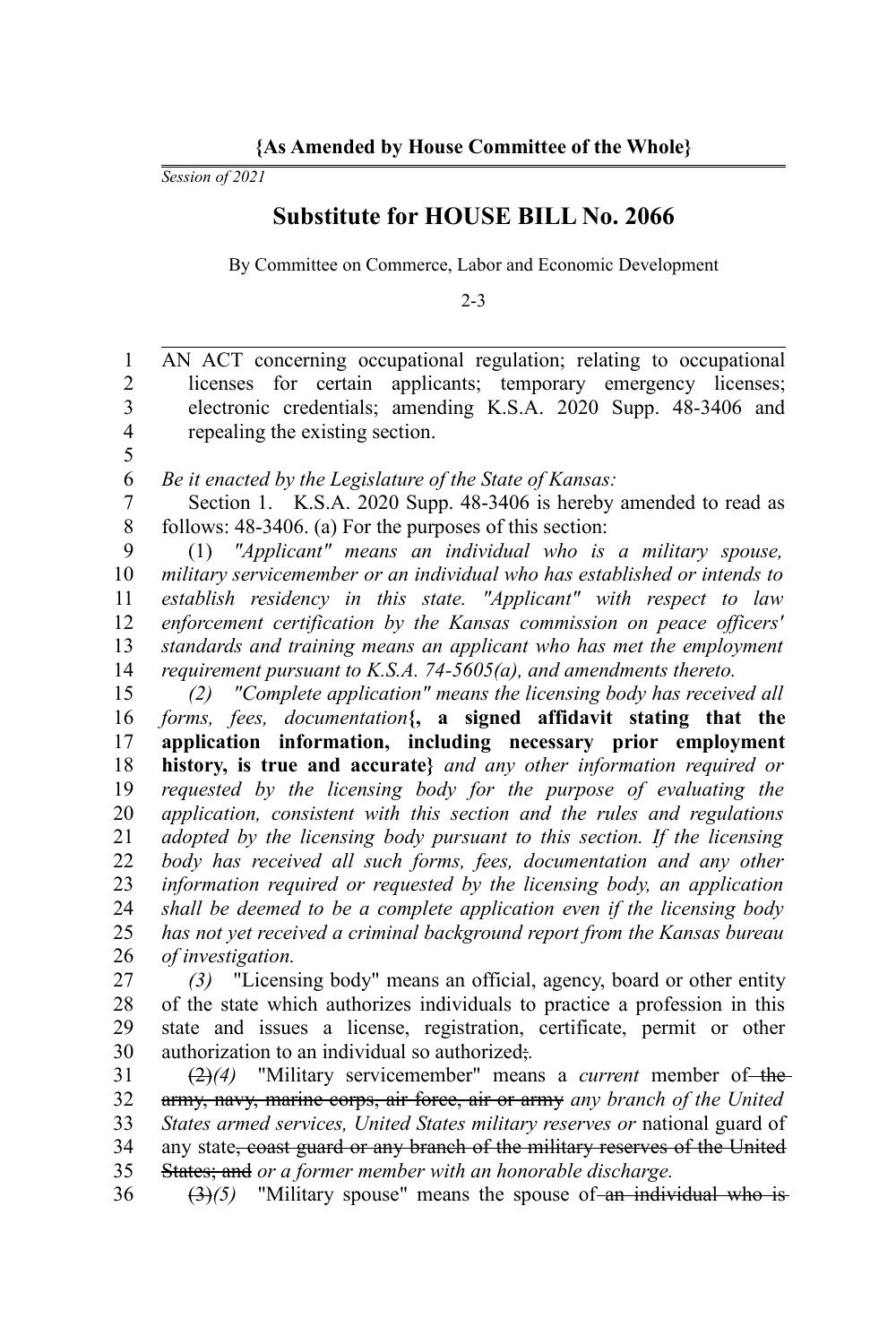**{As Amended by House Committee of the Whole}**

*Session of 2021*

# Substitute for HOUSE BILL No. 2066

By Committee on Commerce, Labor and Economic Development

2-3

AN ACT concerning occupational regulation; relating to occupational licenses for certain applicants; temporary emergency licenses; electronic credentials; amending K.S.A. 2020 Supp. 48-3406 and repealing the existing section.

*Be it enacted by the Legislature of the State of Kansas:*

Section 1. K.S.A. 2020 Supp. 48-3406 is hereby amended to read as follows: 48-3406. (a) For the purposes of this section:

(1) *"Applicant" means an individual who is a military spouse, military servicemember or an individual who has established or intends to establish residency in this state. "Applicant" with respect to law enforcement certification by the Kansas commission on peace officers' standards and training means an applicant who has met the employment requirement pursuant to K.S.A. 74-5605(a), and amendments thereto.*

*(2) "Complete application" means the licensing body has received all forms, fees, documentation*{**, a signed affidavit stating that the application information, including necessary prior employment history, is true and accurate**} *and any other information required or requested by the licensing body for the purpose of evaluating the application, consistent with this section and the rules and regulations adopted by the licensing body pursuant to this section. If the licensing body has received all such forms, fees, documentation and any other information required or requested by the licensing body, an application shall be deemed to be a complete application even if the licensing body has not yet received a criminal background report from the Kansas bureau of investigation.*

*(3)* "Licensing body" means an official, agency, board or other entity of the state which authorizes individuals to practice a profession in this state and issues a license, registration, certificate, permit or other authorization to an individual so authorized~~;~~*.*

~~(2)~~*(4)* "Military servicemember" means a *current* member of ~~the army, navy, marine corps, air force, air or army~~ *any branch of the United States armed services, United States military reserves or* national guard of any state~~, coast guard or any branch of the military reserves of the United States; and~~ *or a former member with an honorable discharge.*

~~(3)~~*(5)* "Military spouse" means the spouse of ~~an individual who is~~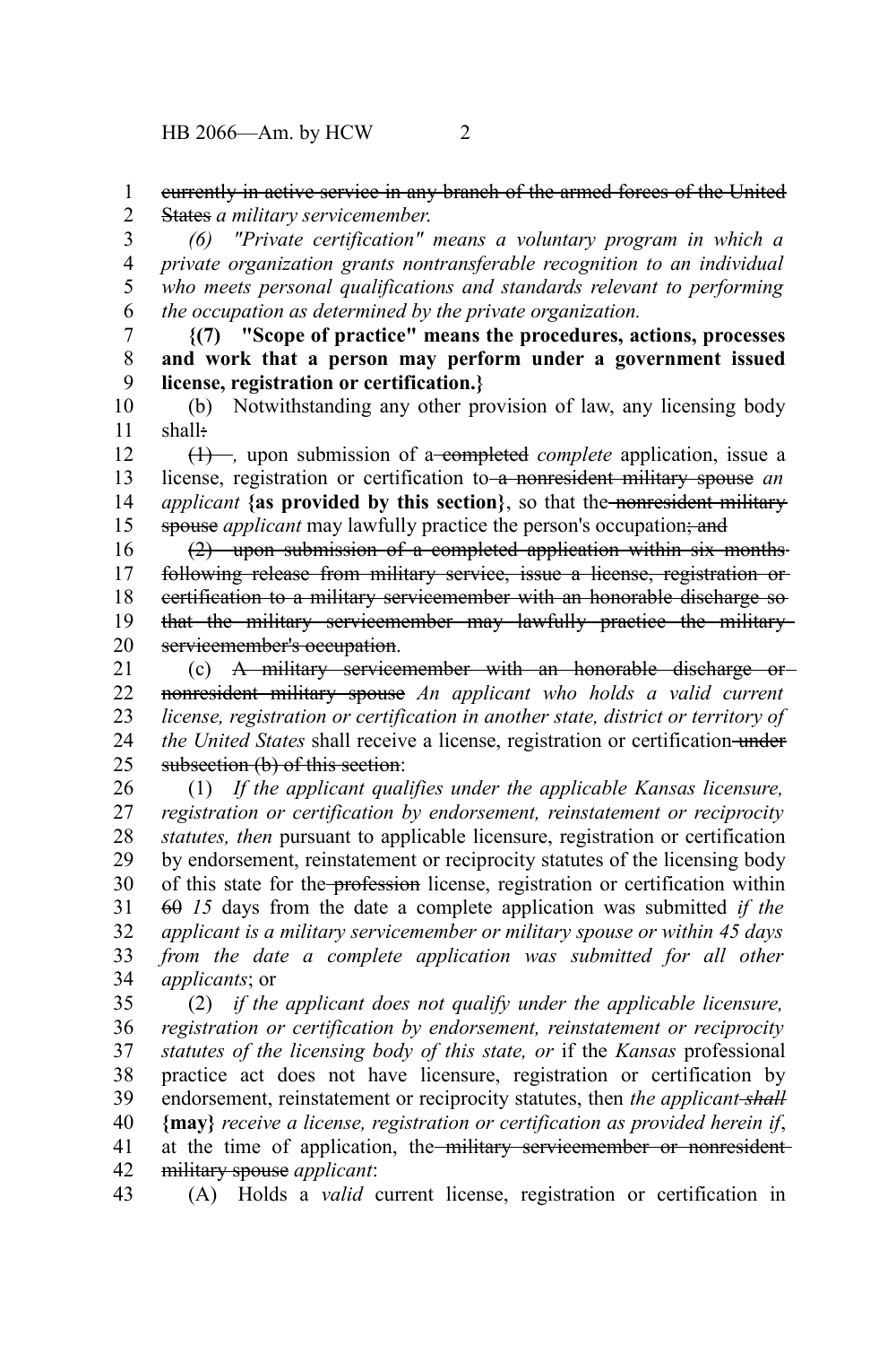~~currently in active service in any branch of the armed forces of the United States~~ *a military servicemember.*

*(6) "Private certification" means a voluntary program in which a private organization grants nontransferable recognition to an individual who meets personal qualifications and standards relevant to performing the occupation as determined by the private organization.*

**{(7) "Scope of practice" means the procedures, actions, processes and work that a person may perform under a government issued license, registration or certification.}**

(b) Notwithstanding any other provision of law, any licensing body shall~~:~~

~~(1)~~ *,* upon submission of a ~~completed~~ *complete* application, issue a license, registration or certification to ~~a nonresident military spouse~~ *an applicant* **{as provided by this section}**, so that the ~~nonresident military spouse~~ *applicant* may lawfully practice the person's occupation~~; and~~

~~(2) upon submission of a completed application within six months following release from military service, issue a license, registration or certification to a military servicemember with an honorable discharge so that the military servicemember may lawfully practice the military servicemember's occupation~~.

(c) ~~A military servicemember with an honorable discharge or nonresident military spouse~~ *An applicant who holds a valid current license, registration or certification in another state, district or territory of the United States* shall receive a license, registration or certification ~~under subsection (b) of this section~~:

(1) *If the applicant qualifies under the applicable Kansas licensure, registration or certification by endorsement, reinstatement or reciprocity statutes, then* pursuant to applicable licensure, registration or certification by endorsement, reinstatement or reciprocity statutes of the licensing body of this state for the ~~profession~~ license, registration or certification within ~~60~~ *15* days from the date a complete application was submitted *if the applicant is a military servicemember or military spouse or within 45 days from the date a complete application was submitted for all other applicants*; or

(2) *if the applicant does not qualify under the applicable licensure, registration or certification by endorsement, reinstatement or reciprocity statutes of the licensing body of this state, or* if the *Kansas* professional practice act does not have licensure, registration or certification by endorsement, reinstatement or reciprocity statutes, then *the applicant ~~shall~~* **{may}** *receive a license, registration or certification as provided herein if*, at the time of application, the ~~military servicemember or nonresident military spouse~~ *applicant*:

(A) Holds a *valid* current license, registration or certification in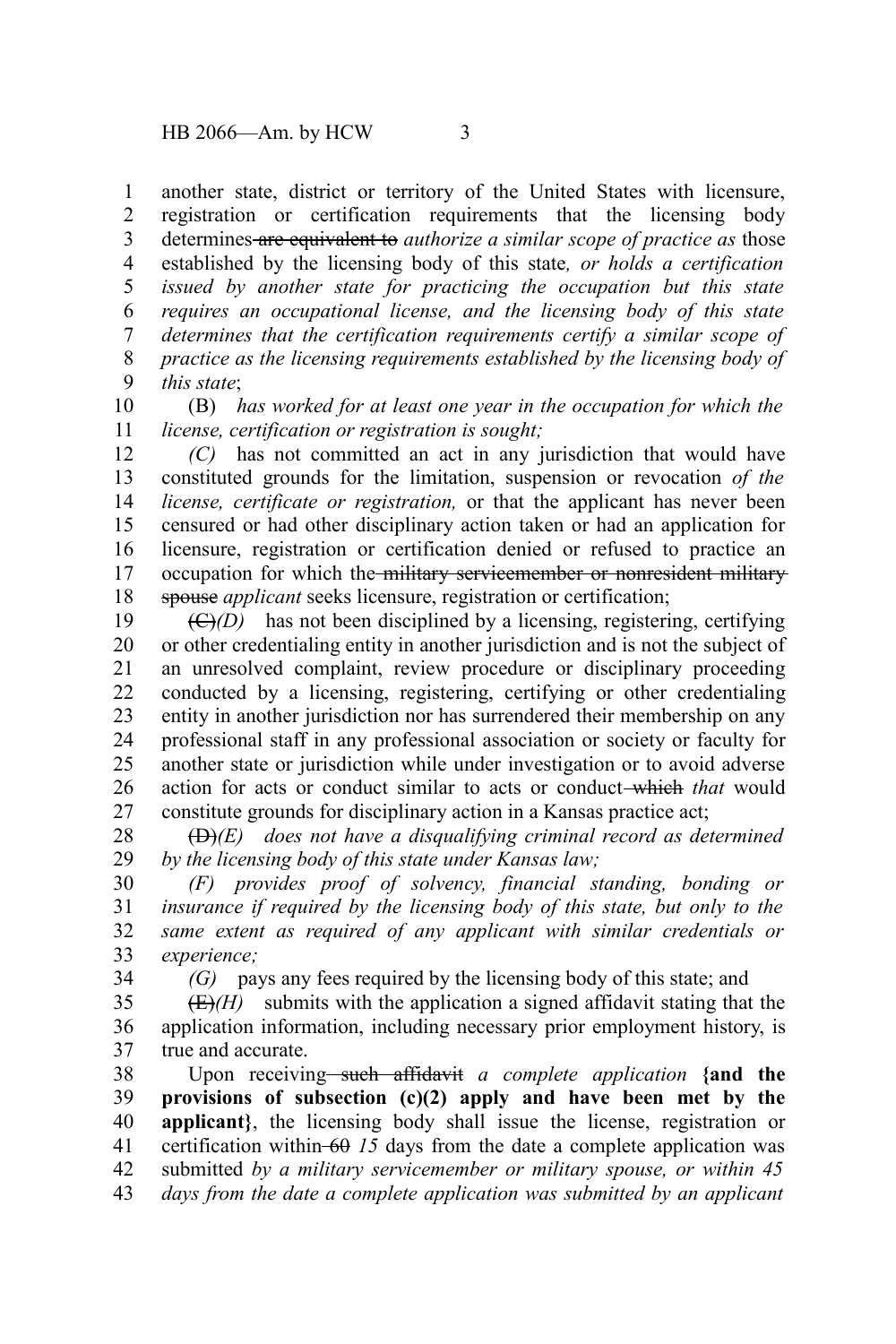another state, district or territory of the United States with licensure, registration or certification requirements that the licensing body determines ~~are equivalent to~~ *authorize a similar scope of practice as* those established by the licensing body of this state*, or holds a certification issued by another state for practicing the occupation but this state requires an occupational license, and the licensing body of this state determines that the certification requirements certify a similar scope of practice as the licensing requirements established by the licensing body of this state*;

(B) *has worked for at least one year in the occupation for which the license, certification or registration is sought;*

*(C)* has not committed an act in any jurisdiction that would have constituted grounds for the limitation, suspension or revocation *of the license, certificate or registration,* or that the applicant has never been censured or had other disciplinary action taken or had an application for licensure, registration or certification denied or refused to practice an occupation for which the ~~military servicemember or nonresident military spouse~~ *applicant* seeks licensure, registration or certification;

~~(C)~~*(D)* has not been disciplined by a licensing, registering, certifying or other credentialing entity in another jurisdiction and is not the subject of an unresolved complaint, review procedure or disciplinary proceeding conducted by a licensing, registering, certifying or other credentialing entity in another jurisdiction nor has surrendered their membership on any professional staff in any professional association or society or faculty for another state or jurisdiction while under investigation or to avoid adverse action for acts or conduct similar to acts or conduct ~~which~~ *that* would constitute grounds for disciplinary action in a Kansas practice act;

~~(D)~~*(E) does not have a disqualifying criminal record as determined by the licensing body of this state under Kansas law;*

*(F) provides proof of solvency, financial standing, bonding or insurance if required by the licensing body of this state, but only to the same extent as required of any applicant with similar credentials or experience;*

*(G)* pays any fees required by the licensing body of this state; and

~~(E)~~*(H)* submits with the application a signed affidavit stating that the application information, including necessary prior employment history, is true and accurate.

Upon receiving ~~such affidavit~~ *a complete application* **{and the provisions of subsection (c)(2) apply and have been met by the applicant}**, the licensing body shall issue the license, registration or certification within ~~60~~ *15* days from the date a complete application was submitted *by a military servicemember or military spouse, or within 45 days from the date a complete application was submitted by an applicant*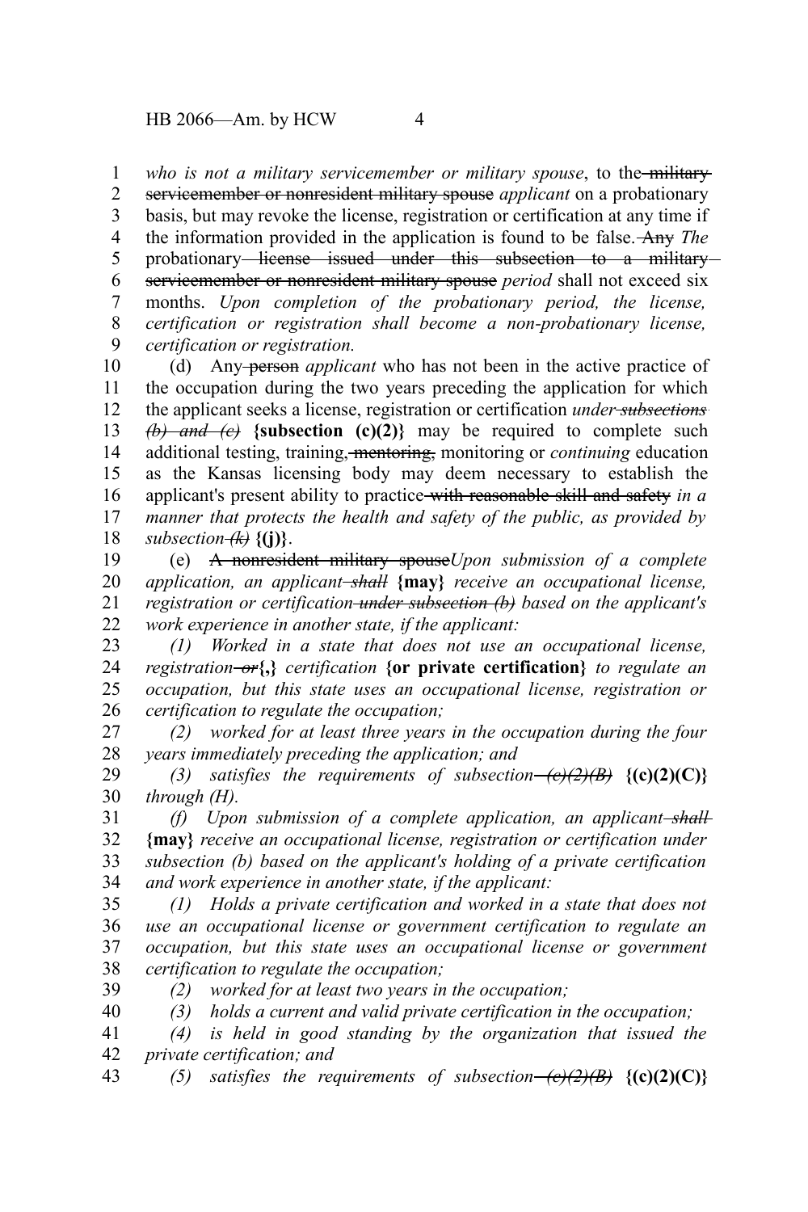*who is not a military servicemember or military spouse*, to the ~~military servicemember or nonresident military spouse~~ *applicant* on a probationary basis, but may revoke the license, registration or certification at any time if the information provided in the application is found to be false. ~~Any~~ *The* probationary ~~license issued under this subsection to a military servicemember or nonresident military spouse~~ *period* shall not exceed six months. *Upon completion of the probationary period, the license, certification or registration shall become a non-probationary license, certification or registration.*

(d) Any ~~person~~ *applicant* who has not been in the active practice of the occupation during the two years preceding the application for which the applicant seeks a license, registration or certification *under ~~subsections (b) and (c)~~* **{subsection (c)(2)}** may be required to complete such additional testing, training, ~~mentoring,~~ monitoring or *continuing* education as the Kansas licensing body may deem necessary to establish the applicant's present ability to practice ~~with reasonable skill and safety~~ *in a manner that protects the health and safety of the public, as provided by subsection ~~(k)~~* **{(j)}**.

(e) ~~A nonresident military spouse~~*Upon submission of a complete application, an applicant ~~shall~~* **{may}** *receive an occupational license, registration or certification ~~under subsection (b)~~ based on the applicant's work experience in another state, if the applicant:*

*(1) Worked in a state that does not use an occupational license, registration ~~or~~***{,}** *certification* **{or private certification}** *to regulate an occupation, but this state uses an occupational license, registration or certification to regulate the occupation;*

*(2) worked for at least three years in the occupation during the four years immediately preceding the application; and*

*(3) satisfies the requirements of subsection ~~(c)(2)(B)~~* **{(c)(2)(C)}** *through (H).*

*(f) Upon submission of a complete application, an applicant ~~shall~~* **{may}** *receive an occupational license, registration or certification under subsection (b) based on the applicant's holding of a private certification and work experience in another state, if the applicant:*

*(1) Holds a private certification and worked in a state that does not use an occupational license or government certification to regulate an occupation, but this state uses an occupational license or government certification to regulate the occupation;*

*(2) worked for at least two years in the occupation;*

*(3) holds a current and valid private certification in the occupation;*

*(4) is held in good standing by the organization that issued the private certification; and*

*(5) satisfies the requirements of subsection ~~(c)(2)(B)~~* **{(c)(2)(C)}**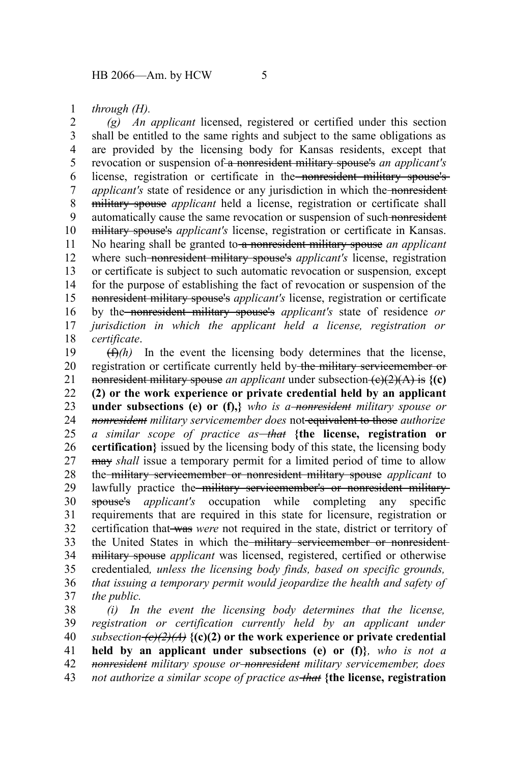*through (H).*

*(g) An applicant* licensed, registered or certified under this section shall be entitled to the same rights and subject to the same obligations as are provided by the licensing body for Kansas residents, except that revocation or suspension of ~~a nonresident military spouse's~~ *an applicant's* license, registration or certificate in the ~~nonresident military spouse's~~ *applicant's* state of residence or any jurisdiction in which the ~~nonresident military spouse~~ *applicant* held a license, registration or certificate shall automatically cause the same revocation or suspension of such ~~nonresident military spouse's~~ *applicant's* license, registration or certificate in Kansas. No hearing shall be granted to ~~a nonresident military spouse~~ *an applicant* where such ~~nonresident military spouse's~~ *applicant's* license, registration or certificate is subject to such automatic revocation or suspension*,* except for the purpose of establishing the fact of revocation or suspension of the ~~nonresident military spouse's~~ *applicant's* license, registration or certificate by the ~~nonresident military spouse's~~ *applicant's* state of residence *or jurisdiction in which the applicant held a license, registration or certificate*.

~~(f)~~*(h)* In the event the licensing body determines that the license, registration or certificate currently held by ~~the military servicemember or nonresident military spouse~~ *an applicant* under subsection ~~(c)(2)(A) is~~ **{(c)(2) or the work experience or private credential held by an applicant under subsections (e) or (f),}** *who is a ~~nonresident~~ military spouse or ~~nonresident~~ military servicemember does* not ~~equivalent to those~~ *authorize a similar scope of practice as ~~that~~* **{the license, registration or certification}** issued by the licensing body of this state, the licensing body ~~may~~ *shall* issue a temporary permit for a limited period of time to allow the ~~military servicemember or nonresident military spouse~~ *applicant* to lawfully practice the ~~military servicemember's or nonresident military spouse's~~ *applicant's* occupation while completing any specific requirements that are required in this state for licensure, registration or certification that ~~was~~ *were* not required in the state, district or territory of the United States in which the ~~military servicemember or nonresident military spouse~~ *applicant* was licensed, registered, certified or otherwise credentialed*, unless the licensing body finds, based on specific grounds, that issuing a temporary permit would jeopardize the health and safety of the public.*

*(i) In the event the licensing body determines that the license, registration or certification currently held by an applicant under subsection ~~(c)(2)(A)~~* **{(c)(2) or the work experience or private credential held by an applicant under subsections (e) or (f)}***, who is not a ~~nonresident~~ military spouse or ~~nonresident~~ military servicemember, does not authorize a similar scope of practice as ~~that~~* **{the license, registration**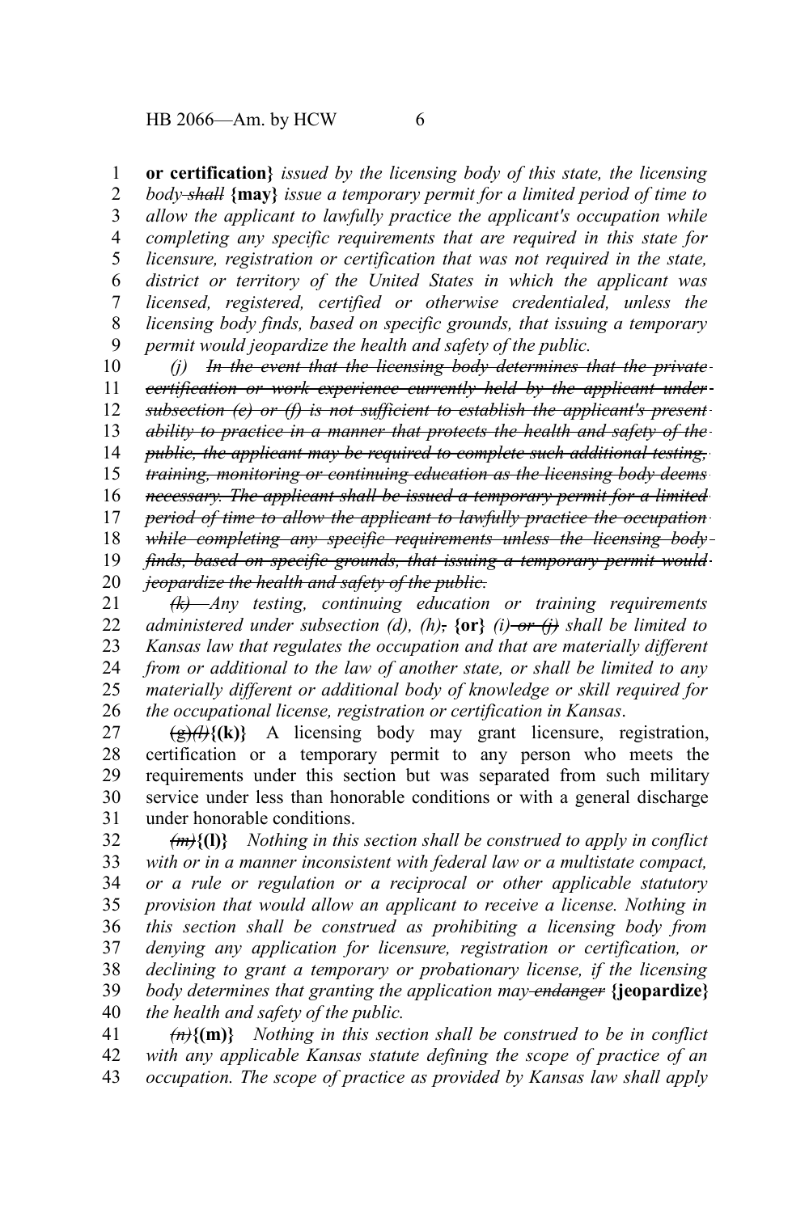**or certification}** *issued by the licensing body of this state, the licensing body* ~~*shall*~~ **{may}** *issue a temporary permit for a limited period of time to allow the applicant to lawfully practice the applicant's occupation while completing any specific requirements that are required in this state for licensure, registration or certification that was not required in the state, district or territory of the United States in which the applicant was licensed, registered, certified or otherwise credentialed, unless the licensing body finds, based on specific grounds, that issuing a temporary permit would jeopardize the health and safety of the public.*

*(j)* ~~*In the event that the licensing body determines that the private certification or work experience currently held by the applicant under subsection (e) or (f) is not sufficient to establish the applicant's present ability to practice in a manner that protects the health and safety of the public, the applicant may be required to complete such additional testing, training, monitoring or continuing education as the licensing body deems necessary. The applicant shall be issued a temporary permit for a limited period of time to allow the applicant to lawfully practice the occupation while completing any specific requirements unless the licensing body finds, based on specific grounds, that issuing a temporary permit would jeopardize the health and safety of the public.*~~

~~*(k)*~~ *Any testing, continuing education or training requirements administered under subsection (d), (h)*~~*,*~~ **{or}** *(i)* ~~*or (j)*~~ *shall be limited to Kansas law that regulates the occupation and that are materially different from or additional to the law of another state, or shall be limited to any materially different or additional body of knowledge or skill required for the occupational license, registration or certification in Kansas*.

~~(g)~~~~*(l)*~~**{(k)}** A licensing body may grant licensure, registration, certification or a temporary permit to any person who meets the requirements under this section but was separated from such military service under less than honorable conditions or with a general discharge under honorable conditions.

~~*(m)*~~**{(l)}** *Nothing in this section shall be construed to apply in conflict with or in a manner inconsistent with federal law or a multistate compact, or a rule or regulation or a reciprocal or other applicable statutory provision that would allow an applicant to receive a license. Nothing in this section shall be construed as prohibiting a licensing body from denying any application for licensure, registration or certification, or declining to grant a temporary or probationary license, if the licensing body determines that granting the application may* ~~*endanger*~~ **{jeopardize}** *the health and safety of the public.*

~~*(n)*~~**{(m)}** *Nothing in this section shall be construed to be in conflict with any applicable Kansas statute defining the scope of practice of an occupation. The scope of practice as provided by Kansas law shall apply*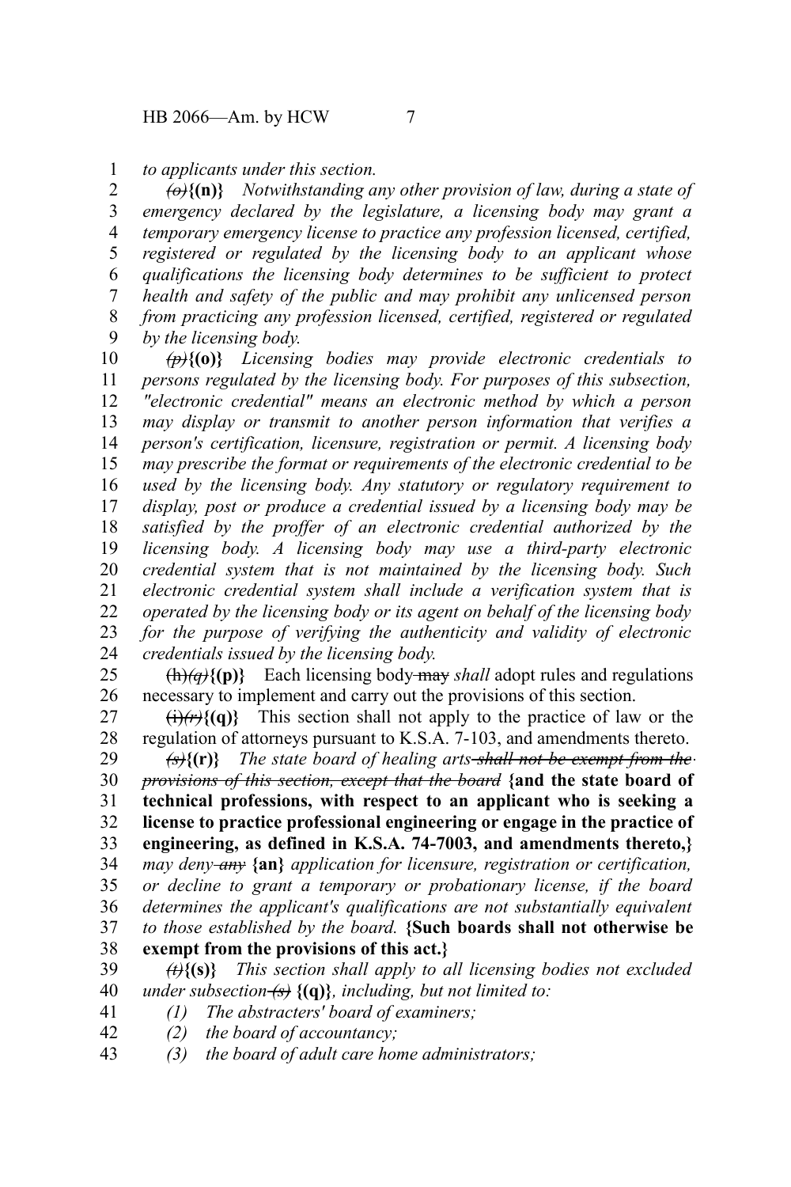*to applicants under this section.*

~~*(o)*~~**{(n)}** *Notwithstanding any other provision of law, during a state of emergency declared by the legislature, a licensing body may grant a temporary emergency license to practice any profession licensed, certified, registered or regulated by the licensing body to an applicant whose qualifications the licensing body determines to be sufficient to protect health and safety of the public and may prohibit any unlicensed person from practicing any profession licensed, certified, registered or regulated by the licensing body.*

~~*(p)*~~**{(o)}** *Licensing bodies may provide electronic credentials to persons regulated by the licensing body. For purposes of this subsection, "electronic credential" means an electronic method by which a person may display or transmit to another person information that verifies a person's certification, licensure, registration or permit. A licensing body may prescribe the format or requirements of the electronic credential to be used by the licensing body. Any statutory or regulatory requirement to display, post or produce a credential issued by a licensing body may be satisfied by the proffer of an electronic credential authorized by the licensing body. A licensing body may use a third-party electronic credential system that is not maintained by the licensing body. Such electronic credential system shall include a verification system that is operated by the licensing body or its agent on behalf of the licensing body for the purpose of verifying the authenticity and validity of electronic credentials issued by the licensing body.*

~~(h)~~~~*(q)*~~**{(p)}** Each licensing body ~~may~~ *shall* adopt rules and regulations necessary to implement and carry out the provisions of this section.

~~(i)~~~~*(r)*~~**{(q)}** This section shall not apply to the practice of law or the regulation of attorneys pursuant to K.S.A. 7-103, and amendments thereto.

~~*(s)*~~**{(r)}** *The state board of healing arts ~~shall not be exempt from the provisions of this section, except that the board~~* **{and the state board of technical professions, with respect to an applicant who is seeking a license to practice professional engineering or engage in the practice of engineering, as defined in K.S.A. 74-7003, and amendments thereto,}** *may deny ~~any~~* **{an}** *application for licensure, registration or certification, or decline to grant a temporary or probationary license, if the board determines the applicant's qualifications are not substantially equivalent to those established by the board.* **{Such boards shall not otherwise be exempt from the provisions of this act.}**

~~*(t)*~~**{(s)}** *This section shall apply to all licensing bodies not excluded under subsection ~~(s)~~* **{(q)}***, including, but not limited to:*

*(1) The abstracters' board of examiners;*

*(2) the board of accountancy;*

*(3) the board of adult care home administrators;*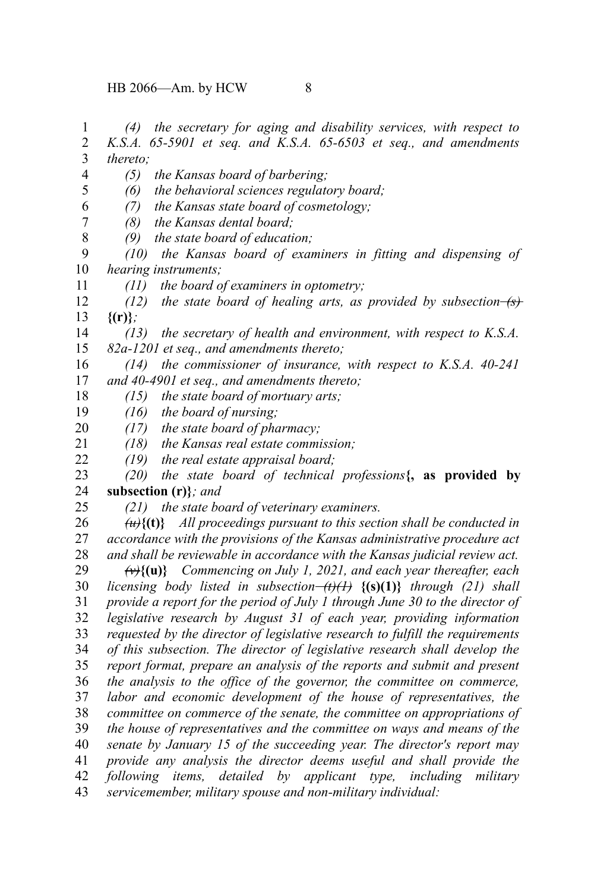*(4) the secretary for aging and disability services, with respect to K.S.A. 65-5901 et seq. and K.S.A. 65-6503 et seq., and amendments thereto;*

*(5) the Kansas board of barbering;*

*(6) the behavioral sciences regulatory board;*

*(7) the Kansas state board of cosmetology;*

*(8) the Kansas dental board;*

*(9) the state board of education;*

*(10) the Kansas board of examiners in fitting and dispensing of hearing instruments;*

*(11) the board of examiners in optometry;*

*(12) the state board of healing arts, as provided by subsection ~~(s)~~* **{(r)}***;*

*(13) the secretary of health and environment, with respect to K.S.A. 82a-1201 et seq., and amendments thereto;*

*(14) the commissioner of insurance, with respect to K.S.A. 40-241 and 40-4901 et seq., and amendments thereto;*

*(15) the state board of mortuary arts;*

*(16) the board of nursing;*

*(17) the state board of pharmacy;*

*(18) the Kansas real estate commission;*

*(19) the real estate appraisal board;*

*(20) the state board of technical professions***{, as provided by subsection (r)}***; and*

*(21) the state board of veterinary examiners.*

*~~(u)~~***{(t)}** *All proceedings pursuant to this section shall be conducted in accordance with the provisions of the Kansas administrative procedure act and shall be reviewable in accordance with the Kansas judicial review act.*

*~~(v)~~***{(u)}** *Commencing on July 1, 2021, and each year thereafter, each licensing body listed in subsection ~~(t)(1)~~* **{(s)(1)}** *through (21) shall provide a report for the period of July 1 through June 30 to the director of legislative research by August 31 of each year, providing information requested by the director of legislative research to fulfill the requirements of this subsection. The director of legislative research shall develop the report format, prepare an analysis of the reports and submit and present the analysis to the office of the governor, the committee on commerce, labor and economic development of the house of representatives, the committee on commerce of the senate, the committee on appropriations of the house of representatives and the committee on ways and means of the senate by January 15 of the succeeding year. The director's report may provide any analysis the director deems useful and shall provide the following items, detailed by applicant type, including military servicemember, military spouse and non-military individual:*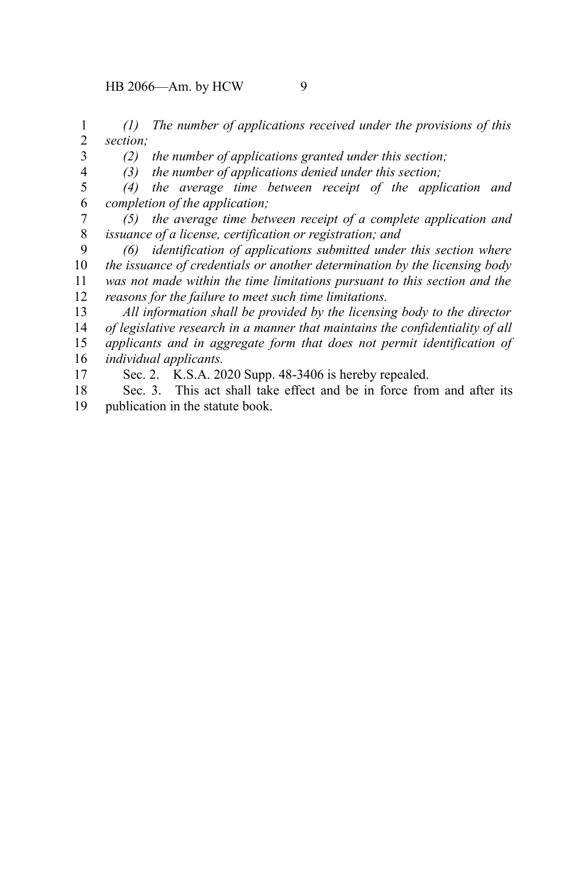*(1) The number of applications received under the provisions of this section;*

*(2) the number of applications granted under this section;*

*(3) the number of applications denied under this section;*

*(4) the average time between receipt of the application and completion of the application;*

*(5) the average time between receipt of a complete application and issuance of a license, certification or registration; and*

*(6) identification of applications submitted under this section where the issuance of credentials or another determination by the licensing body was not made within the time limitations pursuant to this section and the reasons for the failure to meet such time limitations.*

*All information shall be provided by the licensing body to the director of legislative research in a manner that maintains the confidentiality of all applicants and in aggregate form that does not permit identification of individual applicants.*

Sec. 2. K.S.A. 2020 Supp. 48-3406 is hereby repealed.

Sec. 3. This act shall take effect and be in force from and after its publication in the statute book.